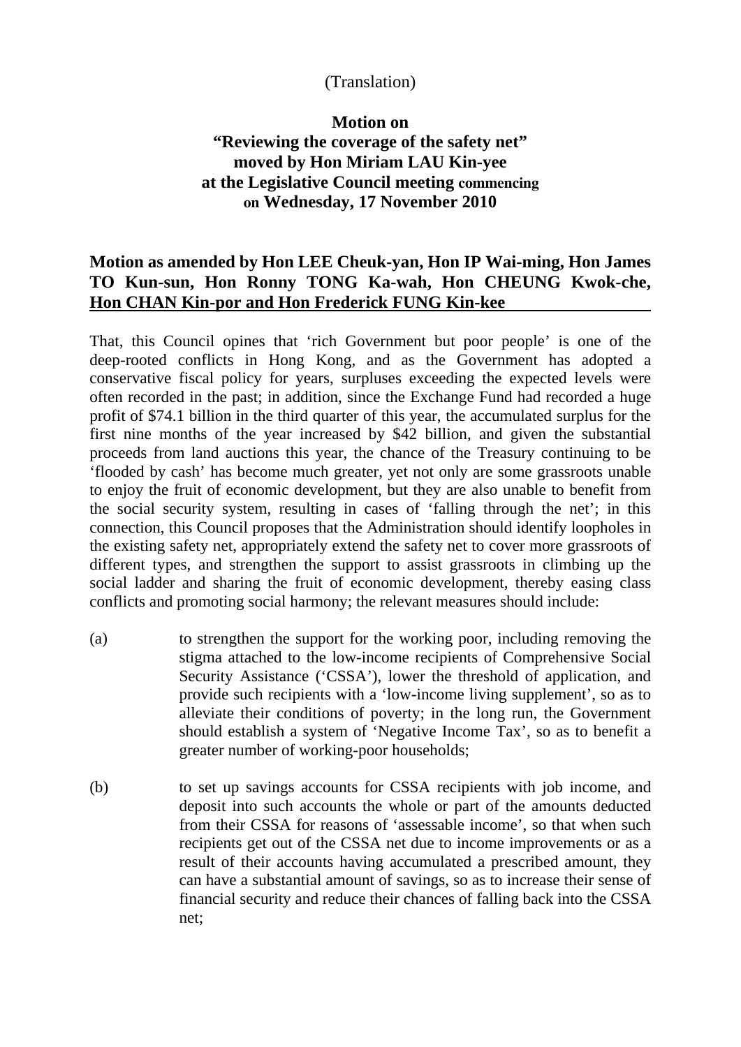(Translation)

**Motion on**
**"Reviewing the coverage of the safety net"**
**moved by Hon Miriam LAU Kin-yee**
**at the Legislative Council meeting commencing on Wednesday, 17 November 2010**

## Motion as amended by Hon LEE Cheuk-yan, Hon IP Wai-ming, Hon James TO Kun-sun, Hon Ronny TONG Ka-wah, Hon CHEUNG Kwok-che, Hon CHAN Kin-por and Hon Frederick FUNG Kin-kee

That, this Council opines that 'rich Government but poor people' is one of the deep-rooted conflicts in Hong Kong, and as the Government has adopted a conservative fiscal policy for years, surpluses exceeding the expected levels were often recorded in the past; in addition, since the Exchange Fund had recorded a huge profit of $74.1 billion in the third quarter of this year, the accumulated surplus for the first nine months of the year increased by $42 billion, and given the substantial proceeds from land auctions this year, the chance of the Treasury continuing to be 'flooded by cash' has become much greater, yet not only are some grassroots unable to enjoy the fruit of economic development, but they are also unable to benefit from the social security system, resulting in cases of 'falling through the net'; in this connection, this Council proposes that the Administration should identify loopholes in the existing safety net, appropriately extend the safety net to cover more grassroots of different types, and strengthen the support to assist grassroots in climbing up the social ladder and sharing the fruit of economic development, thereby easing class conflicts and promoting social harmony; the relevant measures should include:

(a) to strengthen the support for the working poor, including removing the stigma attached to the low-income recipients of Comprehensive Social Security Assistance ('CSSA'), lower the threshold of application, and provide such recipients with a 'low-income living supplement', so as to alleviate their conditions of poverty; in the long run, the Government should establish a system of 'Negative Income Tax', so as to benefit a greater number of working-poor households;

(b) to set up savings accounts for CSSA recipients with job income, and deposit into such accounts the whole or part of the amounts deducted from their CSSA for reasons of 'assessable income', so that when such recipients get out of the CSSA net due to income improvements or as a result of their accounts having accumulated a prescribed amount, they can have a substantial amount of savings, so as to increase their sense of financial security and reduce their chances of falling back into the CSSA net;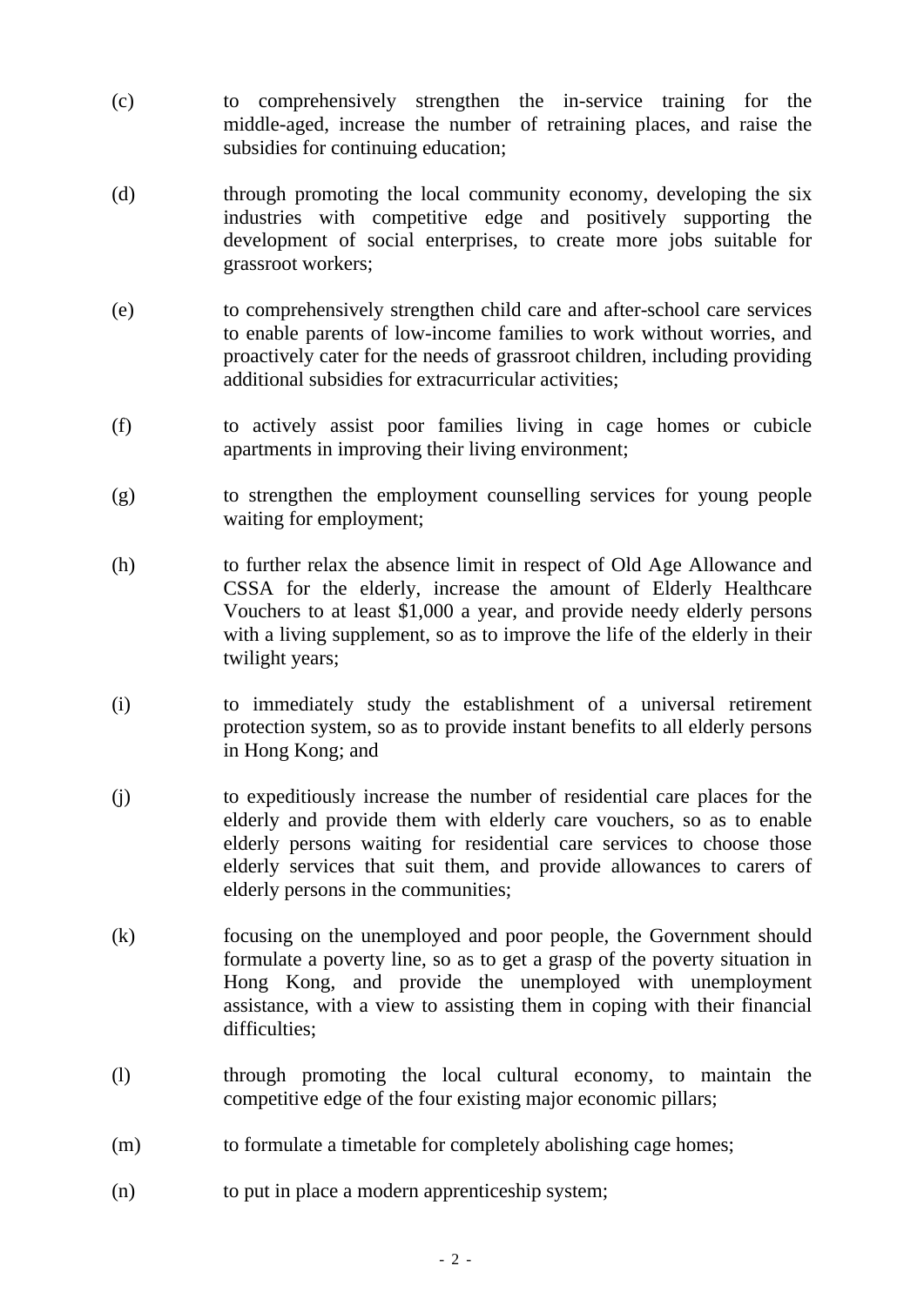(c) to comprehensively strengthen the in-service training for the middle-aged, increase the number of retraining places, and raise the subsidies for continuing education;

(d) through promoting the local community economy, developing the six industries with competitive edge and positively supporting the development of social enterprises, to create more jobs suitable for grassroot workers;

(e) to comprehensively strengthen child care and after-school care services to enable parents of low-income families to work without worries, and proactively cater for the needs of grassroot children, including providing additional subsidies for extracurricular activities;

(f) to actively assist poor families living in cage homes or cubicle apartments in improving their living environment;

(g) to strengthen the employment counselling services for young people waiting for employment;

(h) to further relax the absence limit in respect of Old Age Allowance and CSSA for the elderly, increase the amount of Elderly Healthcare Vouchers to at least $1,000 a year, and provide needy elderly persons with a living supplement, so as to improve the life of the elderly in their twilight years;

(i) to immediately study the establishment of a universal retirement protection system, so as to provide instant benefits to all elderly persons in Hong Kong; and

(j) to expeditiously increase the number of residential care places for the elderly and provide them with elderly care vouchers, so as to enable elderly persons waiting for residential care services to choose those elderly services that suit them, and provide allowances to carers of elderly persons in the communities;

(k) focusing on the unemployed and poor people, the Government should formulate a poverty line, so as to get a grasp of the poverty situation in Hong Kong, and provide the unemployed with unemployment assistance, with a view to assisting them in coping with their financial difficulties;

(l) through promoting the local cultural economy, to maintain the competitive edge of the four existing major economic pillars;

(m) to formulate a timetable for completely abolishing cage homes;

(n) to put in place a modern apprenticeship system;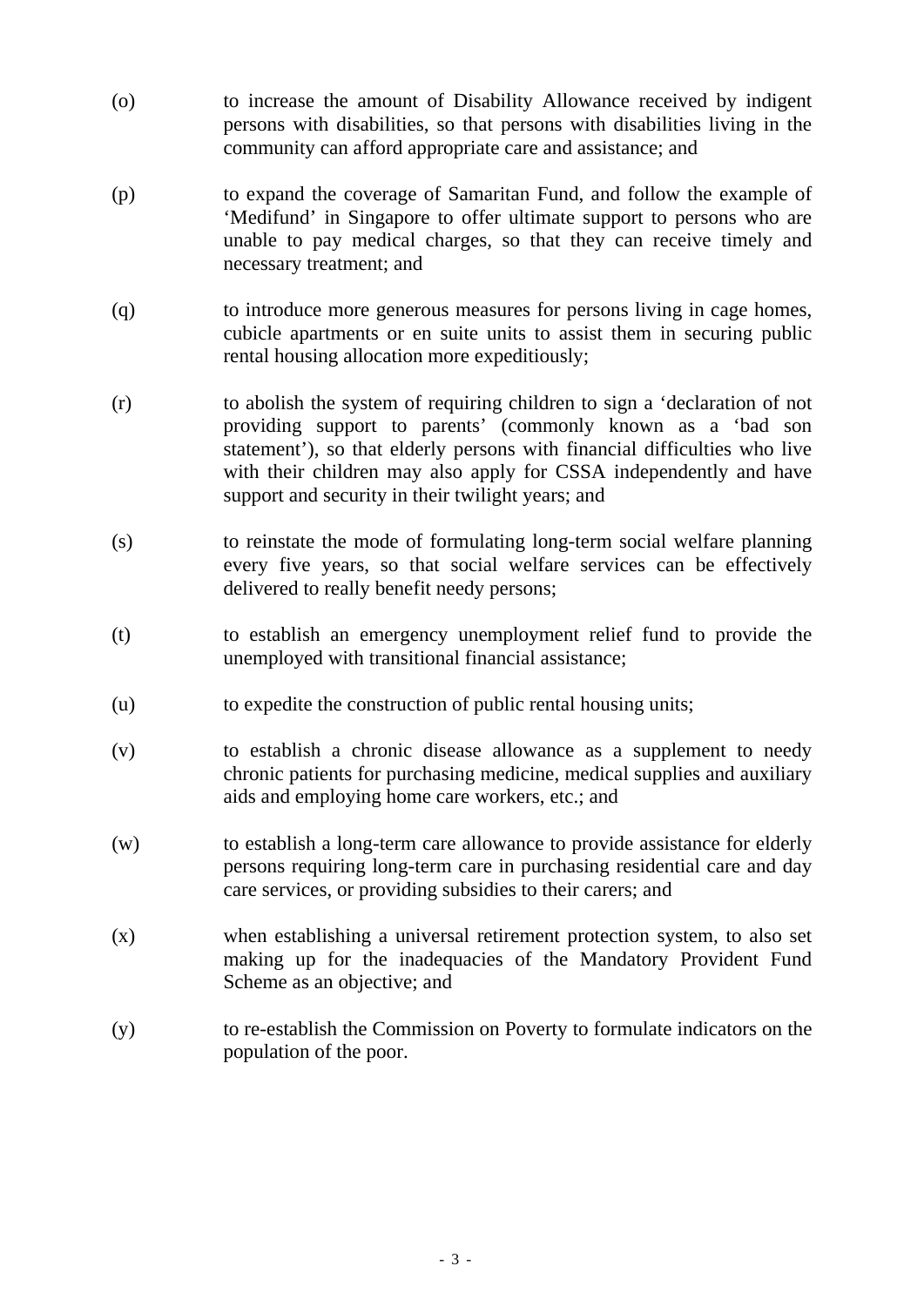(o) to increase the amount of Disability Allowance received by indigent persons with disabilities, so that persons with disabilities living in the community can afford appropriate care and assistance; and

(p) to expand the coverage of Samaritan Fund, and follow the example of 'Medifund' in Singapore to offer ultimate support to persons who are unable to pay medical charges, so that they can receive timely and necessary treatment; and

(q) to introduce more generous measures for persons living in cage homes, cubicle apartments or en suite units to assist them in securing public rental housing allocation more expeditiously;

(r) to abolish the system of requiring children to sign a 'declaration of not providing support to parents' (commonly known as a 'bad son statement'), so that elderly persons with financial difficulties who live with their children may also apply for CSSA independently and have support and security in their twilight years; and

(s) to reinstate the mode of formulating long-term social welfare planning every five years, so that social welfare services can be effectively delivered to really benefit needy persons;

(t) to establish an emergency unemployment relief fund to provide the unemployed with transitional financial assistance;

(u) to expedite the construction of public rental housing units;

(v) to establish a chronic disease allowance as a supplement to needy chronic patients for purchasing medicine, medical supplies and auxiliary aids and employing home care workers, etc.; and

(w) to establish a long-term care allowance to provide assistance for elderly persons requiring long-term care in purchasing residential care and day care services, or providing subsidies to their carers; and

(x) when establishing a universal retirement protection system, to also set making up for the inadequacies of the Mandatory Provident Fund Scheme as an objective; and

(y) to re-establish the Commission on Poverty to formulate indicators on the population of the poor.